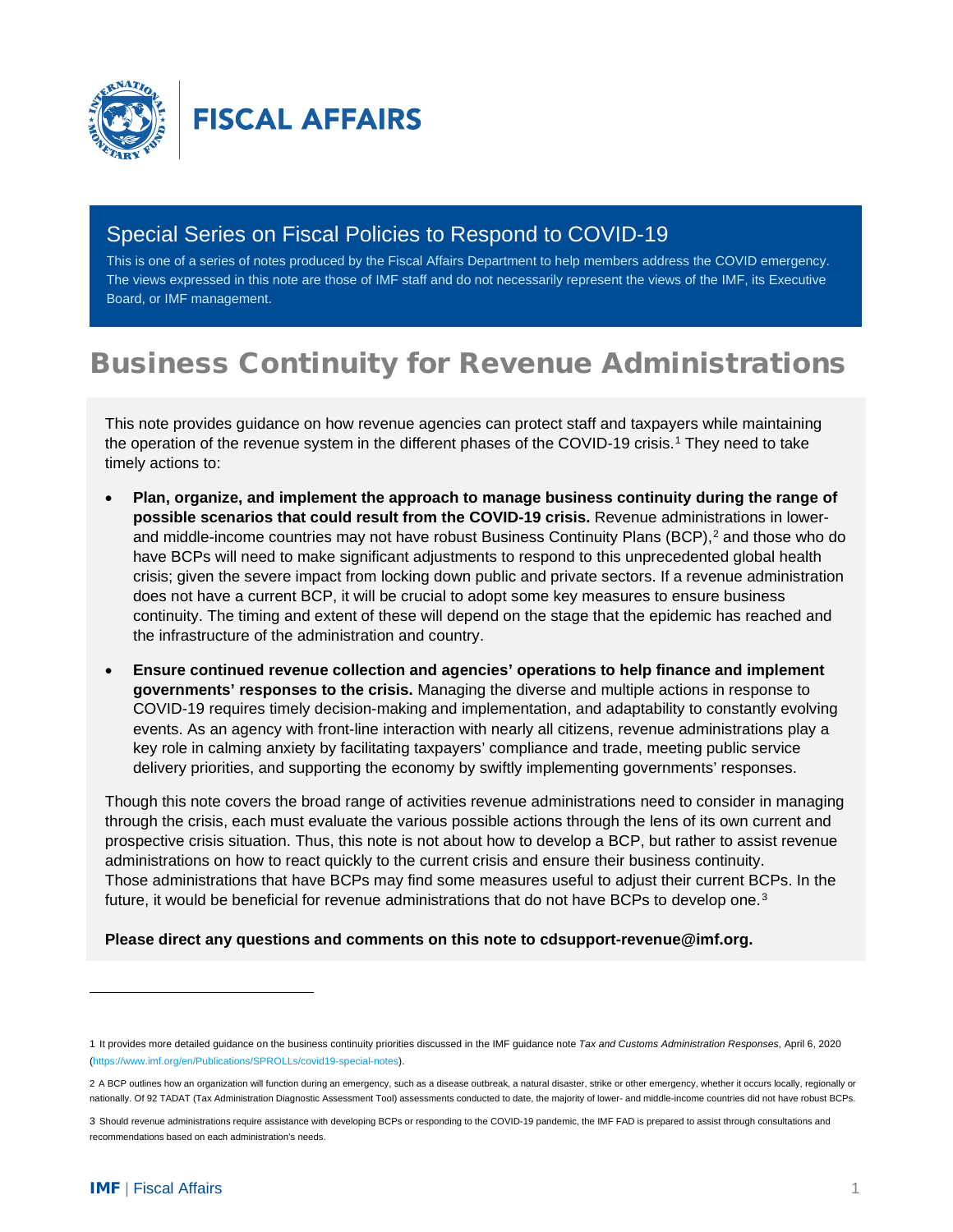FISCAL AFFAIRS

## Special Series on Fiscal Policies to Respond to COVID-19

This is one of a series of notes produced by the Fiscal Affairs Department to help members address the COVID emergency. The views expressed in this note are those of IMF staff and do not necessarily represent the views of the IMF, its Executive Board, or IMF management.

# Business Continuity for Revenue Administrations

This note provides guidance on how revenue agencies can protect staff and taxpayers while maintaining the operation of the revenue system in the different phases of the COVID-19 crisis.[1] They need to take timely actions to:

- **Plan, organize, and implement the approach to manage business continuity during the range of possible scenarios that could result from the COVID-19 crisis.** Revenue administrations in lower- and middle-income countries may not have robust Business Continuity Plans (BCP),[2] and those who do have BCPs will need to make significant adjustments to respond to this unprecedented global health crisis; given the severe impact from locking down public and private sectors. If a revenue administration does not have a current BCP, it will be crucial to adopt some key measures to ensure business continuity. The timing and extent of these will depend on the stage that the epidemic has reached and the infrastructure of the administration and country.
- **Ensure continued revenue collection and agencies' operations to help finance and implement governments' responses to the crisis.** Managing the diverse and multiple actions in response to COVID-19 requires timely decision-making and implementation, and adaptability to constantly evolving events. As an agency with front-line interaction with nearly all citizens, revenue administrations play a key role in calming anxiety by facilitating taxpayers' compliance and trade, meeting public service delivery priorities, and supporting the economy by swiftly implementing governments' responses.

Though this note covers the broad range of activities revenue administrations need to consider in managing through the crisis, each must evaluate the various possible actions through the lens of its own current and prospective crisis situation. Thus, this note is not about how to develop a BCP, but rather to assist revenue administrations on how to react quickly to the current crisis and ensure their business continuity. Those administrations that have BCPs may find some measures useful to adjust their current BCPs. In the future, it would be beneficial for revenue administrations that do not have BCPs to develop one.[3]

**Please direct any questions and comments on this note to cdsupport-revenue@imf.org.**

---

1 It provides more detailed guidance on the business continuity priorities discussed in the IMF guidance note *Tax and Customs Administration Responses*, April 6, 2020 (https://www.imf.org/en/Publications/SPROLLs/covid19-special-notes).

2 A BCP outlines how an organization will function during an emergency, such as a disease outbreak, a natural disaster, strike or other emergency, whether it occurs locally, regionally or nationally. Of 92 TADAT (Tax Administration Diagnostic Assessment Tool) assessments conducted to date, the majority of lower- and middle-income countries did not have robust BCPs.

3 Should revenue administrations require assistance with developing BCPs or responding to the COVID-19 pandemic, the IMF FAD is prepared to assist through consultations and recommendations based on each administration's needs.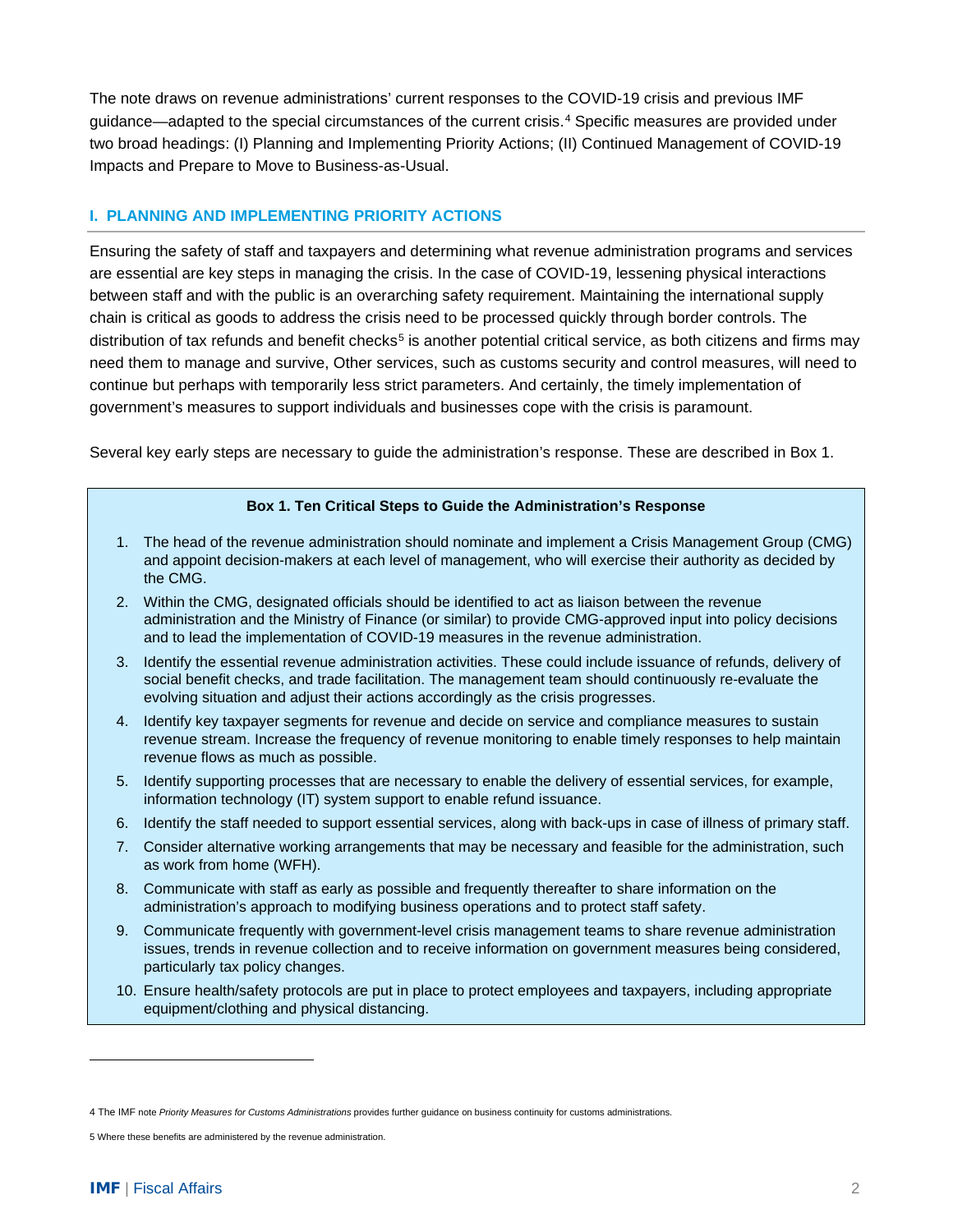The note draws on revenue administrations' current responses to the COVID-19 crisis and previous IMF guidance—adapted to the special circumstances of the current crisis.[4] Specific measures are provided under two broad headings: (I) Planning and Implementing Priority Actions; (II) Continued Management of COVID-19 Impacts and Prepare to Move to Business-as-Usual.

## I. PLANNING AND IMPLEMENTING PRIORITY ACTIONS

Ensuring the safety of staff and taxpayers and determining what revenue administration programs and services are essential are key steps in managing the crisis. In the case of COVID-19, lessening physical interactions between staff and with the public is an overarching safety requirement. Maintaining the international supply chain is critical as goods to address the crisis need to be processed quickly through border controls. The distribution of tax refunds and benefit checks[5] is another potential critical service, as both citizens and firms may need them to manage and survive, Other services, such as customs security and control measures, will need to continue but perhaps with temporarily less strict parameters. And certainly, the timely implementation of government's measures to support individuals and businesses cope with the crisis is paramount.

Several key early steps are necessary to guide the administration's response. These are described in Box 1.

**Box 1. Ten Critical Steps to Guide the Administration's Response**

1. The head of the revenue administration should nominate and implement a Crisis Management Group (CMG) and appoint decision-makers at each level of management, who will exercise their authority as decided by the CMG.
2. Within the CMG, designated officials should be identified to act as liaison between the revenue administration and the Ministry of Finance (or similar) to provide CMG-approved input into policy decisions and to lead the implementation of COVID-19 measures in the revenue administration.
3. Identify the essential revenue administration activities. These could include issuance of refunds, delivery of social benefit checks, and trade facilitation. The management team should continuously re-evaluate the evolving situation and adjust their actions accordingly as the crisis progresses.
4. Identify key taxpayer segments for revenue and decide on service and compliance measures to sustain revenue stream. Increase the frequency of revenue monitoring to enable timely responses to help maintain revenue flows as much as possible.
5. Identify supporting processes that are necessary to enable the delivery of essential services, for example, information technology (IT) system support to enable refund issuance.
6. Identify the staff needed to support essential services, along with back-ups in case of illness of primary staff.
7. Consider alternative working arrangements that may be necessary and feasible for the administration, such as work from home (WFH).
8. Communicate with staff as early as possible and frequently thereafter to share information on the administration's approach to modifying business operations and to protect staff safety.
9. Communicate frequently with government-level crisis management teams to share revenue administration issues, trends in revenue collection and to receive information on government measures being considered, particularly tax policy changes.
10. Ensure health/safety protocols are put in place to protect employees and taxpayers, including appropriate equipment/clothing and physical distancing.

---

[4] The IMF note *Priority Measures for Customs Administrations* provides further guidance on business continuity for customs administrations.

[5] Where these benefits are administered by the revenue administration.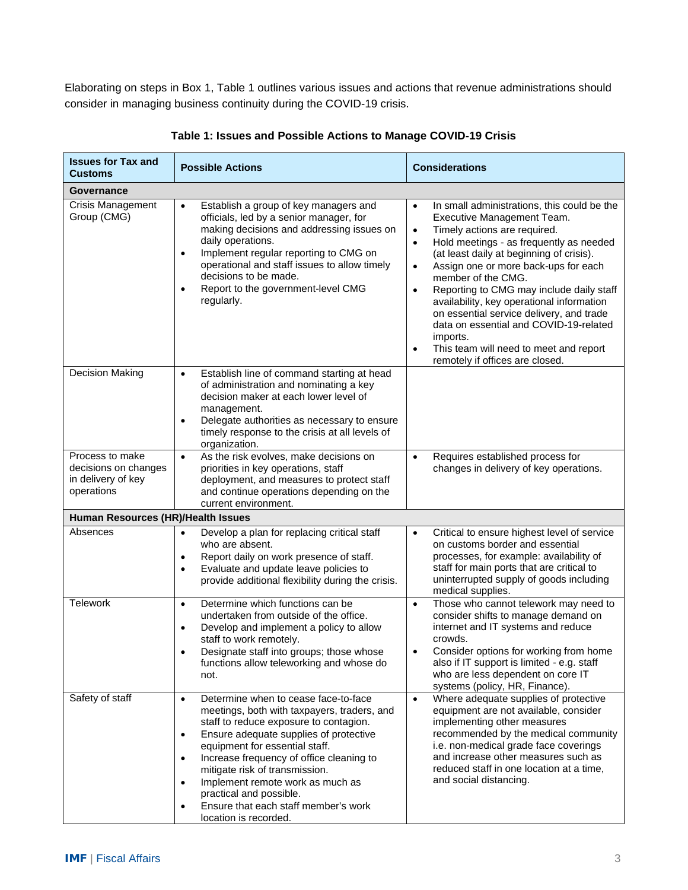Elaborating on steps in Box 1, Table 1 outlines various issues and actions that revenue administrations should consider in managing business continuity during the COVID-19 crisis.

**Table 1: Issues and Possible Actions to Manage COVID-19 Crisis**

| Issues for Tax and Customs | Possible Actions | Considerations |
|---|---|---|
| **Governance** | | |
| Crisis Management Group (CMG) | • Establish a group of key managers and officials, led by a senior manager, for making decisions and addressing issues on daily operations.<br>• Implement regular reporting to CMG on operational and staff issues to allow timely decisions to be made.<br>• Report to the government-level CMG regularly. | • In small administrations, this could be the Executive Management Team.<br>• Timely actions are required.<br>• Hold meetings - as frequently as needed (at least daily at beginning of crisis).<br>• Assign one or more back-ups for each member of the CMG.<br>• Reporting to CMG may include daily staff availability, key operational information on essential service delivery, and trade data on essential and COVID-19-related imports.<br>• This team will need to meet and report remotely if offices are closed. |
| Decision Making | • Establish line of command starting at head of administration and nominating a key decision maker at each lower level of management.<br>• Delegate authorities as necessary to ensure timely response to the crisis at all levels of organization. | |
| Process to make decisions on changes in delivery of key operations | • As the risk evolves, make decisions on priorities in key operations, staff deployment, and measures to protect staff and continue operations depending on the current environment. | • Requires established process for changes in delivery of key operations. |
| **Human Resources (HR)/Health Issues** | | |
| Absences | • Develop a plan for replacing critical staff who are absent.<br>• Report daily on work presence of staff.<br>• Evaluate and update leave policies to provide additional flexibility during the crisis. | • Critical to ensure highest level of service on customs border and essential processes, for example: availability of staff for main ports that are critical to uninterrupted supply of goods including medical supplies. |
| Telework | • Determine which functions can be undertaken from outside of the office.<br>• Develop and implement a policy to allow staff to work remotely.<br>• Designate staff into groups; those whose functions allow teleworking and whose do not. | • Those who cannot telework may need to consider shifts to manage demand on internet and IT systems and reduce crowds.<br>• Consider options for working from home also if IT support is limited - e.g. staff who are less dependent on core IT systems (policy, HR, Finance). |
| Safety of staff | • Determine when to cease face-to-face meetings, both with taxpayers, traders, and staff to reduce exposure to contagion.<br>• Ensure adequate supplies of protective equipment for essential staff.<br>• Increase frequency of office cleaning to mitigate risk of transmission.<br>• Implement remote work as much as practical and possible.<br>• Ensure that each staff member's work location is recorded. | • Where adequate supplies of protective equipment are not available, consider implementing other measures recommended by the medical community i.e. non-medical grade face coverings and increase other measures such as reduced staff in one location at a time, and social distancing. |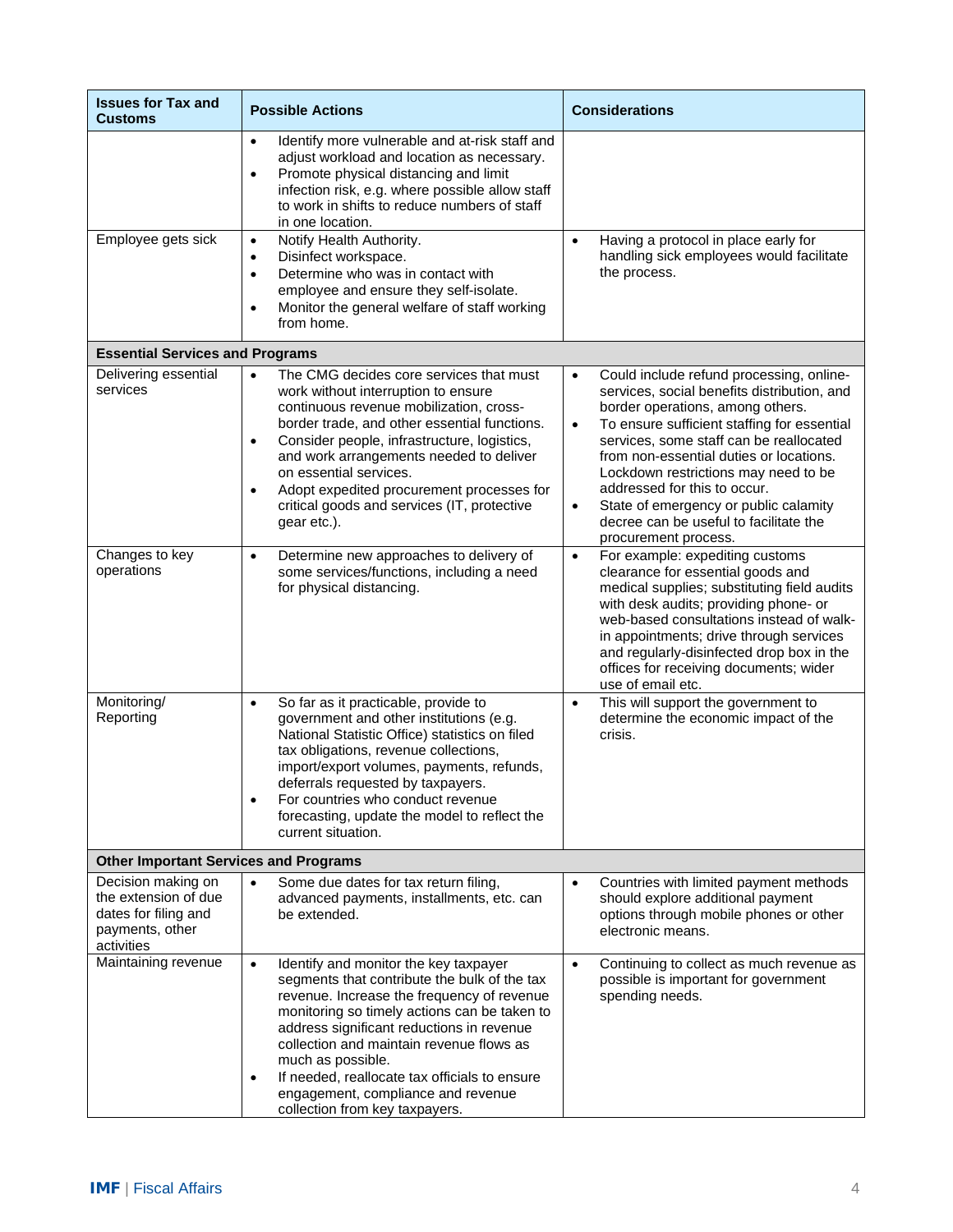| Issues for Tax and Customs | Possible Actions | Considerations |
|---|---|---|
| | • Identify more vulnerable and at-risk staff and adjust workload and location as necessary.<br>• Promote physical distancing and limit infection risk, e.g. where possible allow staff to work in shifts to reduce numbers of staff in one location. | |
| Employee gets sick | • Notify Health Authority.<br>• Disinfect workspace.<br>• Determine who was in contact with employee and ensure they self-isolate.<br>• Monitor the general welfare of staff working from home. | • Having a protocol in place early for handling sick employees would facilitate the process. |
| **Essential Services and Programs** | | |
| Delivering essential services | • The CMG decides core services that must work without interruption to ensure continuous revenue mobilization, cross-border trade, and other essential functions.<br>• Consider people, infrastructure, logistics, and work arrangements needed to deliver on essential services.<br>• Adopt expedited procurement processes for critical goods and services (IT, protective gear etc.). | • Could include refund processing, online-services, social benefits distribution, and border operations, among others.<br>• To ensure sufficient staffing for essential services, some staff can be reallocated from non-essential duties or locations. Lockdown restrictions may need to be addressed for this to occur.<br>• State of emergency or public calamity decree can be useful to facilitate the procurement process. |
| Changes to key operations | • Determine new approaches to delivery of some services/functions, including a need for physical distancing. | • For example: expediting customs clearance for essential goods and medical supplies; substituting field audits with desk audits; providing phone- or web-based consultations instead of walk-in appointments; drive through services and regularly-disinfected drop box in the offices for receiving documents; wider use of email etc. |
| Monitoring/ Reporting | • So far as it practicable, provide to government and other institutions (e.g. National Statistic Office) statistics on filed tax obligations, revenue collections, import/export volumes, payments, refunds, deferrals requested by taxpayers.<br>• For countries who conduct revenue forecasting, update the model to reflect the current situation. | • This will support the government to determine the economic impact of the crisis. |
| **Other Important Services and Programs** | | |
| Decision making on the extension of due dates for filing and payments, other activities | • Some due dates for tax return filing, advanced payments, installments, etc. can be extended. | • Countries with limited payment methods should explore additional payment options through mobile phones or other electronic means. |
| Maintaining revenue | • Identify and monitor the key taxpayer segments that contribute the bulk of the tax revenue. Increase the frequency of revenue monitoring so timely actions can be taken to address significant reductions in revenue collection and maintain revenue flows as much as possible.<br>• If needed, reallocate tax officials to ensure engagement, compliance and revenue collection from key taxpayers. | • Continuing to collect as much revenue as possible is important for government spending needs. |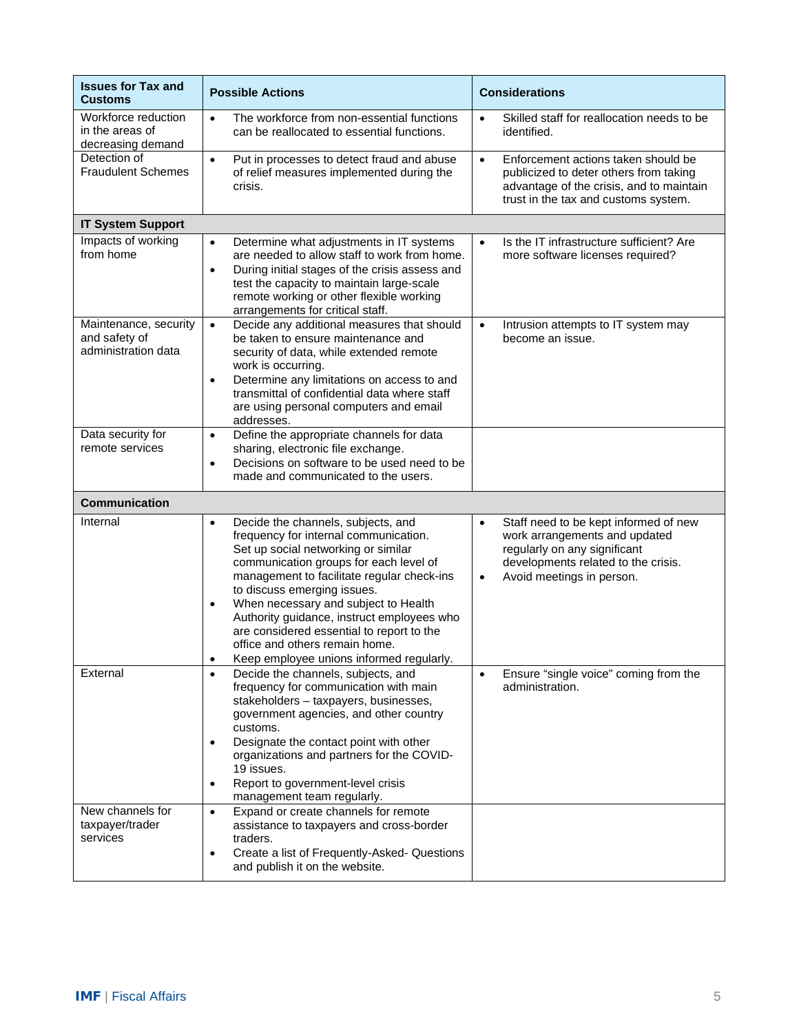| Issues for Tax and Customs | Possible Actions | Considerations |
|---|---|---|
| Workforce reduction in the areas of decreasing demand | • The workforce from non-essential functions can be reallocated to essential functions. | • Skilled staff for reallocation needs to be identified. |
| Detection of Fraudulent Schemes | • Put in processes to detect fraud and abuse of relief measures implemented during the crisis. | • Enforcement actions taken should be publicized to deter others from taking advantage of the crisis, and to maintain trust in the tax and customs system. |
| **IT System Support** | | |
| Impacts of working from home | • Determine what adjustments in IT systems are needed to allow staff to work from home.<br>• During initial stages of the crisis assess and test the capacity to maintain large-scale remote working or other flexible working arrangements for critical staff. | • Is the IT infrastructure sufficient? Are more software licenses required? |
| Maintenance, security and safety of administration data | • Decide any additional measures that should be taken to ensure maintenance and security of data, while extended remote work is occurring.<br>• Determine any limitations on access to and transmittal of confidential data where staff are using personal computers and email addresses. | • Intrusion attempts to IT system may become an issue. |
| Data security for remote services | • Define the appropriate channels for data sharing, electronic file exchange.<br>• Decisions on software to be used need to be made and communicated to the users. | |
| **Communication** | | |
| Internal | • Decide the channels, subjects, and frequency for internal communication. Set up social networking or similar communication groups for each level of management to facilitate regular check-ins to discuss emerging issues.<br>• When necessary and subject to Health Authority guidance, instruct employees who are considered essential to report to the office and others remain home.<br>• Keep employee unions informed regularly. | • Staff need to be kept informed of new work arrangements and updated regularly on any significant developments related to the crisis.<br>• Avoid meetings in person. |
| External | • Decide the channels, subjects, and frequency for communication with main stakeholders – taxpayers, businesses, government agencies, and other country customs.<br>• Designate the contact point with other organizations and partners for the COVID-19 issues.<br>• Report to government-level crisis management team regularly. | • Ensure "single voice" coming from the administration. |
| New channels for taxpayer/trader services | • Expand or create channels for remote assistance to taxpayers and cross-border traders.<br>• Create a list of Frequently-Asked- Questions and publish it on the website. | |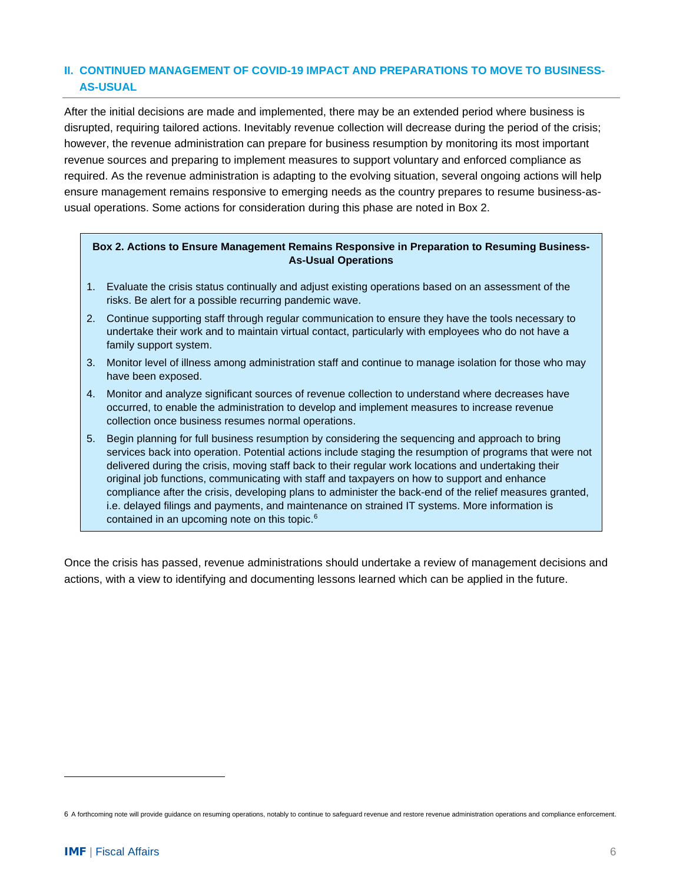## II. CONTINUED MANAGEMENT OF COVID-19 IMPACT AND PREPARATIONS TO MOVE TO BUSINESS-AS-USUAL

After the initial decisions are made and implemented, there may be an extended period where business is disrupted, requiring tailored actions. Inevitably revenue collection will decrease during the period of the crisis; however, the revenue administration can prepare for business resumption by monitoring its most important revenue sources and preparing to implement measures to support voluntary and enforced compliance as required. As the revenue administration is adapting to the evolving situation, several ongoing actions will help ensure management remains responsive to emerging needs as the country prepares to resume business-as-usual operations. Some actions for consideration during this phase are noted in Box 2.

**Box 2. Actions to Ensure Management Remains Responsive in Preparation to Resuming Business-As-Usual Operations**

1. Evaluate the crisis status continually and adjust existing operations based on an assessment of the risks. Be alert for a possible recurring pandemic wave.
2. Continue supporting staff through regular communication to ensure they have the tools necessary to undertake their work and to maintain virtual contact, particularly with employees who do not have a family support system.
3. Monitor level of illness among administration staff and continue to manage isolation for those who may have been exposed.
4. Monitor and analyze significant sources of revenue collection to understand where decreases have occurred, to enable the administration to develop and implement measures to increase revenue collection once business resumes normal operations.
5. Begin planning for full business resumption by considering the sequencing and approach to bring services back into operation. Potential actions include staging the resumption of programs that were not delivered during the crisis, moving staff back to their regular work locations and undertaking their original job functions, communicating with staff and taxpayers on how to support and enhance compliance after the crisis, developing plans to administer the back-end of the relief measures granted, i.e. delayed filings and payments, and maintenance on strained IT systems. More information is contained in an upcoming note on this topic.[6]

Once the crisis has passed, revenue administrations should undertake a review of management decisions and actions, with a view to identifying and documenting lessons learned which can be applied in the future.

6 A forthcoming note will provide guidance on resuming operations, notably to continue to safeguard revenue and restore revenue administration operations and compliance enforcement.